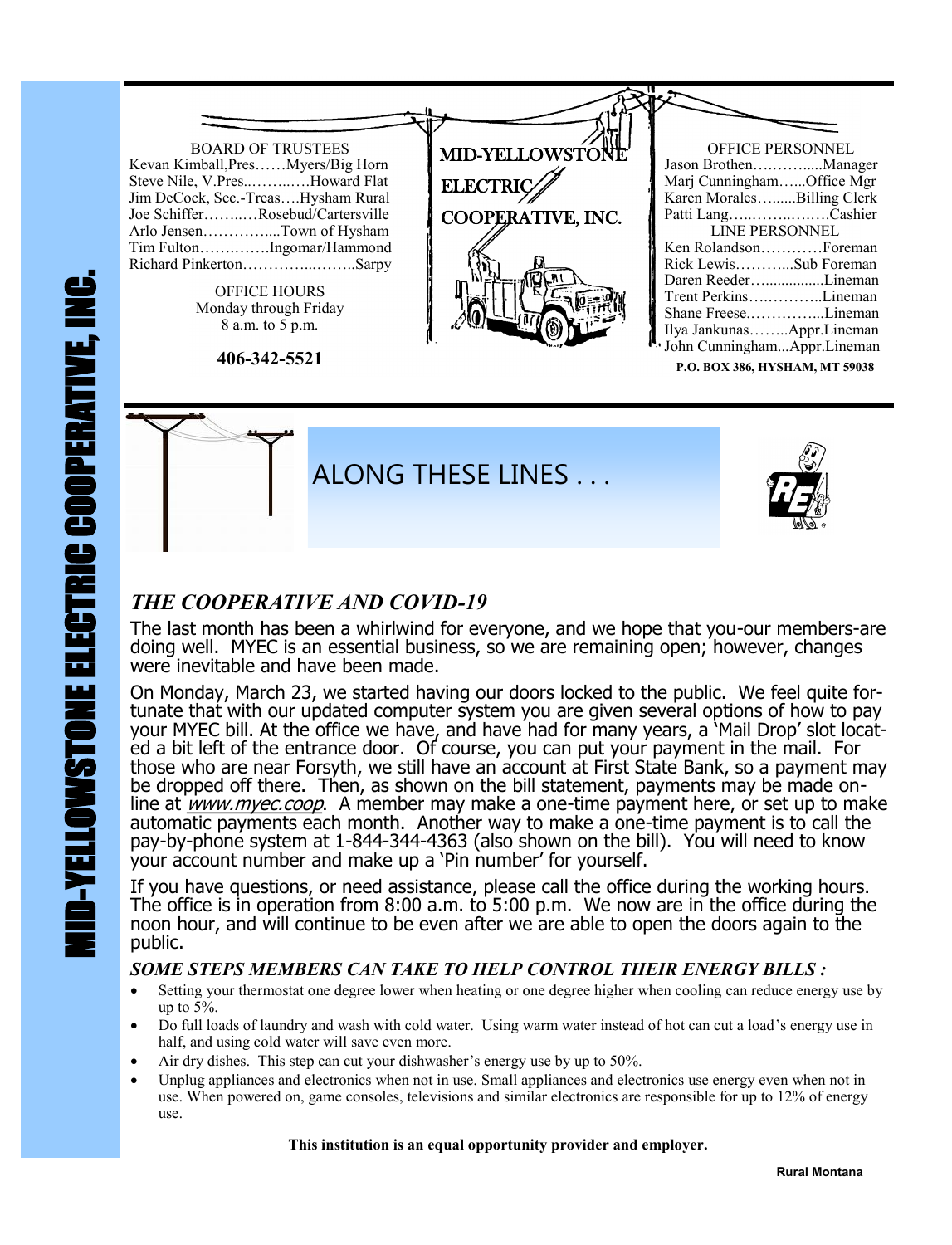# MID-YELLOWSTONE ELECTRIC COOPERATIVE, INC.

BOARD OF TRUSTEES

Kevan Kimball, Pres……Myers/Big Horn
Steve Nile, V.Pres……….Howard Flat
Jim DeCock, Sec.-Treas….Hysham Rural
Joe Schiffer………Rosebud/Cartersville
Arlo Jensen……………Town of Hysham
Tim Fulton…………Ingomar/Hammond
Richard Pinkerton…………………Sarpy

OFFICE HOURS
Monday through Friday
8 a.m. to 5 p.m.

**406-342-5521**

MID-YELLOWSTONE ELECTRIC COOPERATIVE, INC.

OFFICE PERSONNEL

Jason Brothen……………Manager
Marj Cunningham……Office Mgr
Karen Morales……….Billing Clerk
Patti Lang………………….Cashier

LINE PERSONNEL

Ken Rolandson…………Foreman
Rick Lewis………….Sub Foreman
Daren Reeder………………Lineman
Trent Perkins……………..Lineman
Shane Freese……………..Lineman
Ilya Jankunas……..Appr.Lineman
John Cunningham...Appr.Lineman

**P.O. BOX 386, HYSHAM, MT 59038**

## ALONG THESE LINES . . .

### *THE COOPERATIVE AND COVID-19*

The last month has been a whirlwind for everyone, and we hope that you-our members-are doing well. MYEC is an essential business, so we are remaining open; however, changes were inevitable and have been made.

On Monday, March 23, we started having our doors locked to the public. We feel quite fortunate that with our updated computer system you are given several options of how to pay your MYEC bill. At the office we have, and have had for many years, a 'Mail Drop' slot located a bit left of the entrance door. Of course, you can put your payment in the mail. For those who are near Forsyth, we still have an account at First State Bank, so a payment may be dropped off there. Then, as shown on the bill statement, payments may be made online at *www.myec.coop*. A member may make a one-time payment here, or set up to make automatic payments each month. Another way to make a one-time payment is to call the pay-by-phone system at 1-844-344-4363 (also shown on the bill). You will need to know your account number and make up a 'Pin number' for yourself.

If you have questions, or need assistance, please call the office during the working hours. The office is in operation from 8:00 a.m. to 5:00 p.m. We now are in the office during the noon hour, and will continue to be even after we are able to open the doors again to the public.

### *SOME STEPS MEMBERS CAN TAKE TO HELP CONTROL THEIR ENERGY BILLS :*

- Setting your thermostat one degree lower when heating or one degree higher when cooling can reduce energy use by up to 5%.
- Do full loads of laundry and wash with cold water. Using warm water instead of hot can cut a load's energy use in half, and using cold water will save even more.
- Air dry dishes. This step can cut your dishwasher's energy use by up to 50%.
- Unplug appliances and electronics when not in use. Small appliances and electronics use energy even when not in use. When powered on, game consoles, televisions and similar electronics are responsible for up to 12% of energy use.

**This institution is an equal opportunity provider and employer.**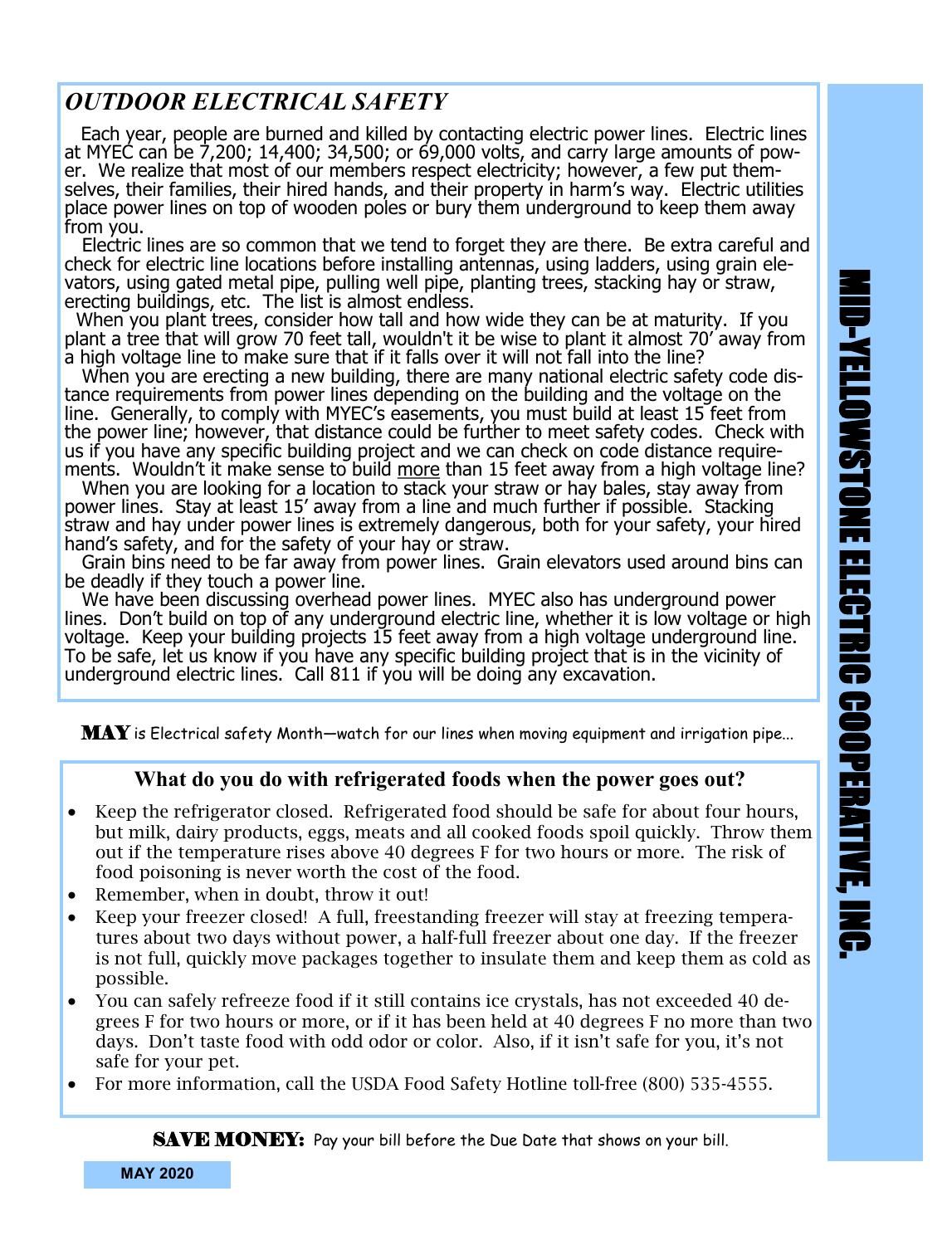## *OUTDOOR ELECTRICAL SAFETY*

Each year, people are burned and killed by contacting electric power lines. Electric lines at MYEC can be 7,200; 14,400; 34,500; or 69,000 volts, and carry large amounts of power. We realize that most of our members respect electricity; however, a few put themselves, their families, their hired hands, and their property in harm's way. Electric utilities place power lines on top of wooden poles or bury them underground to keep them away from you.

Electric lines are so common that we tend to forget they are there. Be extra careful and check for electric line locations before installing antennas, using ladders, using grain elevators, using gated metal pipe, pulling well pipe, planting trees, stacking hay or straw, erecting buildings, etc. The list is almost endless.

When you plant trees, consider how tall and how wide they can be at maturity. If you plant a tree that will grow 70 feet tall, wouldn't it be wise to plant it almost 70' away from a high voltage line to make sure that if it falls over it will not fall into the line?

When you are erecting a new building, there are many national electric safety code distance requirements from power lines depending on the building and the voltage on the line. Generally, to comply with MYEC's easements, you must build at least 15 feet from the power line; however, that distance could be further to meet safety codes. Check with us if you have any specific building project and we can check on code distance requirements. Wouldn't it make sense to build more than 15 feet away from a high voltage line?

When you are looking for a location to stack your straw or hay bales, stay away from power lines. Stay at least 15' away from a line and much further if possible. Stacking straw and hay under power lines is extremely dangerous, both for your safety, your hired hand's safety, and for the safety of your hay or straw.

Grain bins need to be far away from power lines. Grain elevators used around bins can be deadly if they touch a power line.

We have been discussing overhead power lines. MYEC also has underground power lines. Don't build on top of any underground electric line, whether it is low voltage or high voltage. Keep your building projects 15 feet away from a high voltage underground line. To be safe, let us know if you have any specific building project that is in the vicinity of underground electric lines. Call 811 if you will be doing any excavation.

**MAY** is Electrical safety Month—watch for our lines when moving equipment and irrigation pipe…

### What do you do with refrigerated foods when the power goes out?

- Keep the refrigerator closed. Refrigerated food should be safe for about four hours, but milk, dairy products, eggs, meats and all cooked foods spoil quickly. Throw them out if the temperature rises above 40 degrees F for two hours or more. The risk of food poisoning is never worth the cost of the food.
- Remember, when in doubt, throw it out!
- Keep your freezer closed! A full, freestanding freezer will stay at freezing temperatures about two days without power, a half-full freezer about one day. If the freezer is not full, quickly move packages together to insulate them and keep them as cold as possible.
- You can safely refreeze food if it still contains ice crystals, has not exceeded 40 degrees F for two hours or more, or if it has been held at 40 degrees F no more than two days. Don't taste food with odd odor or color. Also, if it isn't safe for you, it's not safe for your pet.
- For more information, call the USDA Food Safety Hotline toll-free (800) 535-4555.

**SAVE MONEY:** Pay your bill before the Due Date that shows on your bill.

MID-YELLOWSTONE ELECTRIC COOPERATIVE, INC.

MAY 2020